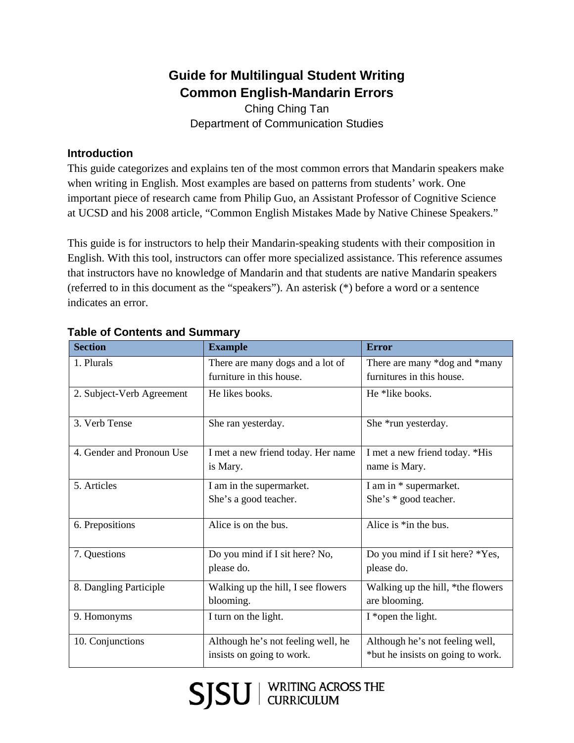# Guide for Multilingual Student Writing
# Common English-Mandarin Errors

Ching Ching Tan
Department of Communication Studies

## Introduction

This guide categorizes and explains ten of the most common errors that Mandarin speakers make when writing in English. Most examples are based on patterns from students' work. One important piece of research came from Philip Guo, an Assistant Professor of Cognitive Science at UCSD and his 2008 article, "Common English Mistakes Made by Native Chinese Speakers."

This guide is for instructors to help their Mandarin-speaking students with their composition in English. With this tool, instructors can offer more specialized assistance. This reference assumes that instructors have no knowledge of Mandarin and that students are native Mandarin speakers (referred to in this document as the "speakers"). An asterisk (*) before a word or a sentence indicates an error.

## Table of Contents and Summary

| Section | Example | Error |
|---|---|---|
| 1. Plurals | There are many dogs and a lot of furniture in this house. | There are many *dog and *many furnitures in this house. |
| 2. Subject-Verb Agreement | He likes books. | He *like books. |
| 3. Verb Tense | She ran yesterday. | She *run yesterday. |
| 4. Gender and Pronoun Use | I met a new friend today. Her name is Mary. | I met a new friend today. *His name is Mary. |
| 5. Articles | I am in the supermarket.<br>She's a good teacher. | I am in * supermarket.<br>She's * good teacher. |
| 6. Prepositions | Alice is on the bus. | Alice is *in the bus. |
| 7. Questions | Do you mind if I sit here? No, please do. | Do you mind if I sit here? *Yes, please do. |
| 8. Dangling Participle | Walking up the hill, I see flowers blooming. | Walking up the hill, *the flowers are blooming. |
| 9. Homonyms | I turn on the light. | I *open the light. |
| 10. Conjunctions | Although he's not feeling well, he insists on going to work. | Although he's not feeling well, *but he insists on going to work. |

SJSU | WRITING ACROSS THE CURRICULUM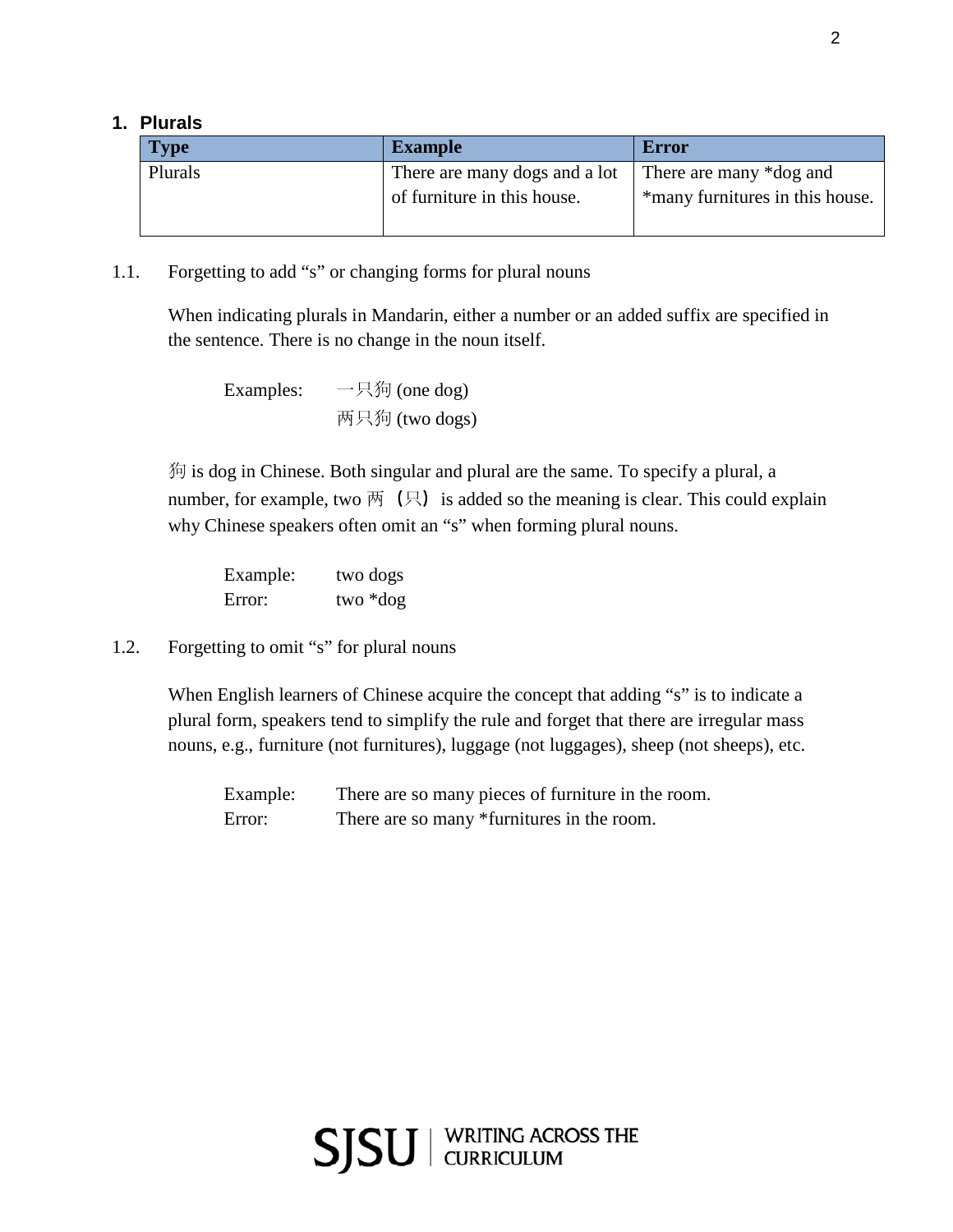## 1. Plurals

| Type | Example | Error |
|---|---|---|
| Plurals | There are many dogs and a lot of furniture in this house. | There are many *dog and *many furnitures in this house. |

1.1. Forgetting to add "s" or changing forms for plural nouns

When indicating plurals in Mandarin, either a number or an added suffix are specified in the sentence. There is no change in the noun itself.

Examples: 一只狗 (one dog)
两只狗 (two dogs)

狗 is dog in Chinese. Both singular and plural are the same. To specify a plural, a number, for example, two 两（只）is added so the meaning is clear. This could explain why Chinese speakers often omit an "s" when forming plural nouns.

Example: two dogs
Error: two *dog

1.2. Forgetting to omit "s" for plural nouns

When English learners of Chinese acquire the concept that adding "s" is to indicate a plural form, speakers tend to simplify the rule and forget that there are irregular mass nouns, e.g., furniture (not furnitures), luggage (not luggages), sheep (not sheeps), etc.

Example: There are so many pieces of furniture in the room.
Error: There are so many *furnitures in the room.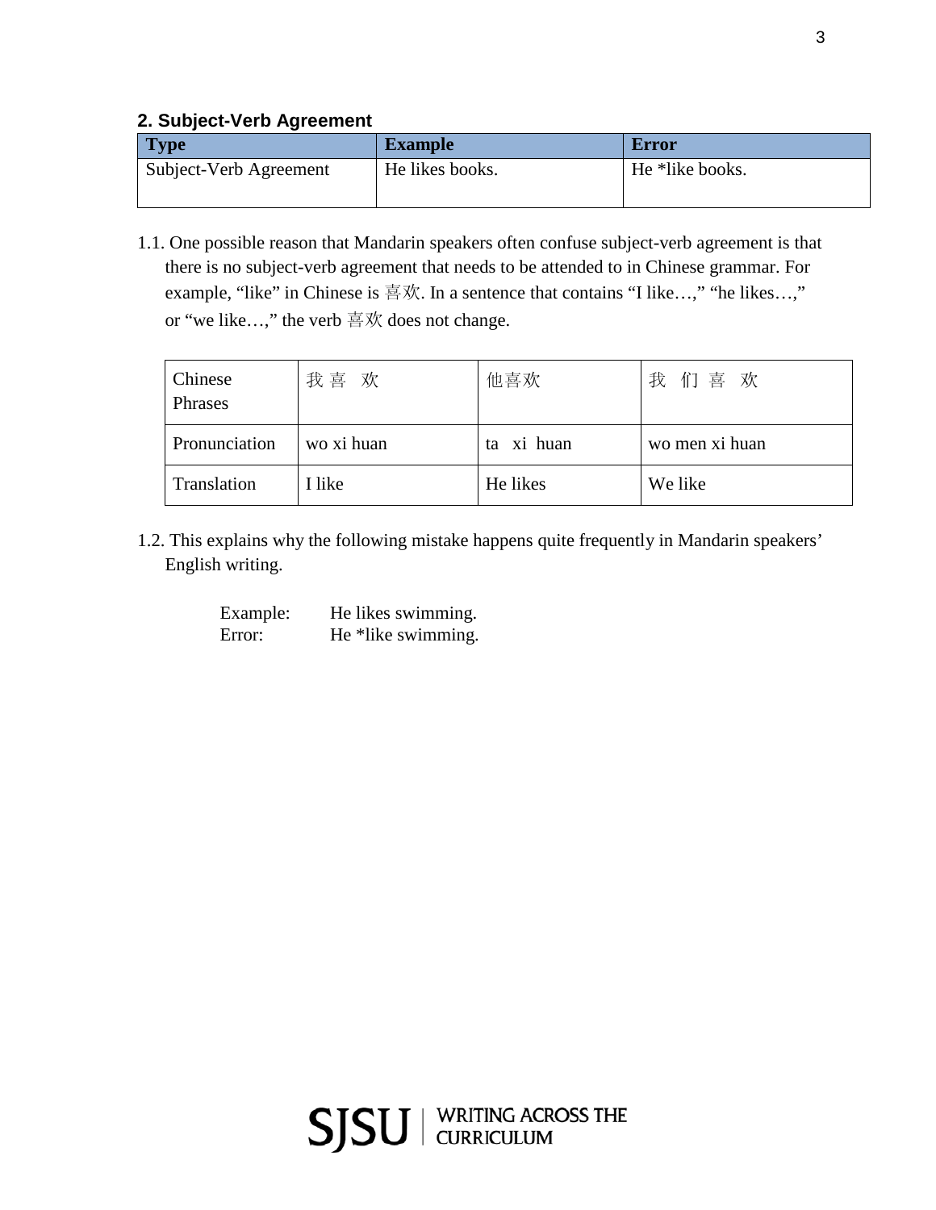## 2. Subject-Verb Agreement

| Type | Example | Error |
|---|---|---|
| Subject-Verb Agreement | He likes books. | He *like books. |

1.1. One possible reason that Mandarin speakers often confuse subject-verb agreement is that there is no subject-verb agreement that needs to be attended to in Chinese grammar. For example, “like” in Chinese is 喜欢. In a sentence that contains “I like…,” “he likes…,” or “we like…,” the verb 喜欢 does not change.

| Chinese Phrases | 我喜欢 | 他喜欢 | 我们喜欢 |
|---|---|---|---|
| Pronunciation | wo xi huan | ta xi huan | wo men xi huan |
| Translation | I like | He likes | We like |

1.2. This explains why the following mistake happens quite frequently in Mandarin speakers’ English writing.

Example: He likes swimming.
Error: He *like swimming.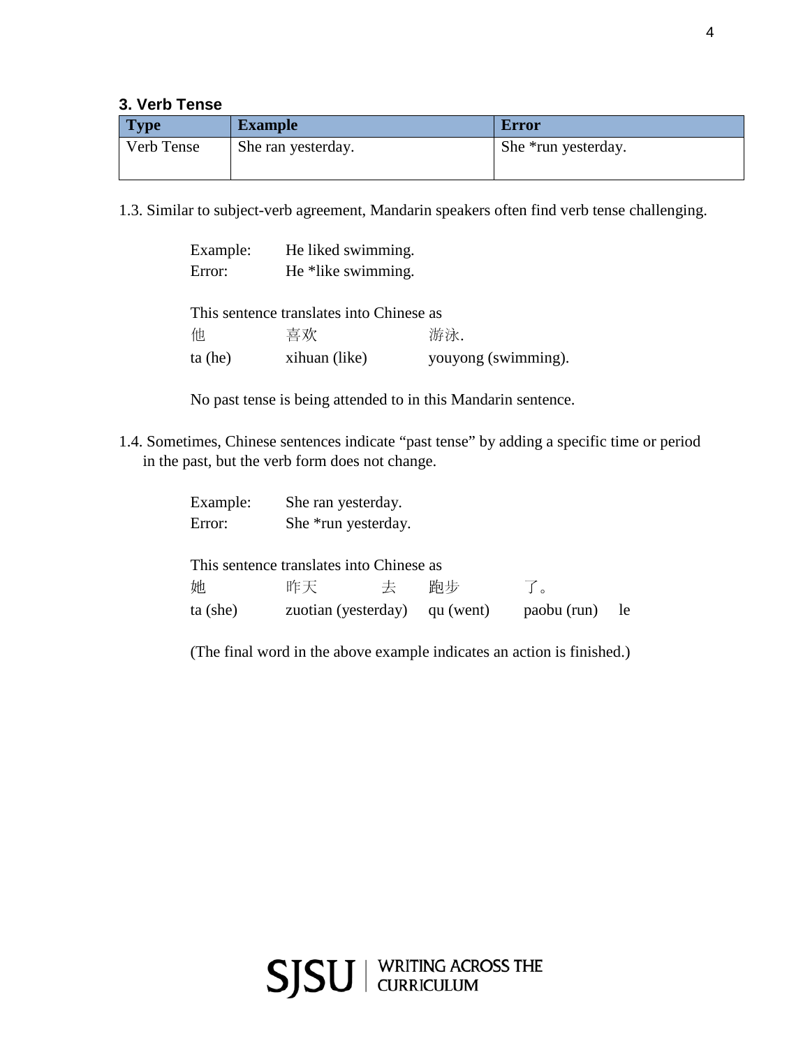### 3. Verb Tense

| Type | Example | Error |
| --- | --- | --- |
| Verb Tense | She ran yesterday. | She *run yesterday. |

1.3. Similar to subject-verb agreement, Mandarin speakers often find verb tense challenging.

Example: He liked swimming.
Error: He *like swimming.

This sentence translates into Chinese as

| 他 | 喜欢 | 游泳. |
| --- | --- | --- |
| ta (he) | xihuan (like) | youyong (swimming). |

No past tense is being attended to in this Mandarin sentence.

1.4. Sometimes, Chinese sentences indicate "past tense" by adding a specific time or period in the past, but the verb form does not change.

Example: She ran yesterday.
Error: She *run yesterday.

This sentence translates into Chinese as

| 她 | 昨天 | 去 | 跑步 | 了。 |
| --- | --- | --- | --- | --- |
| ta (she) | zuotian (yesterday) | qu (went) | paobu (run) | le |

(The final word in the above example indicates an action is finished.)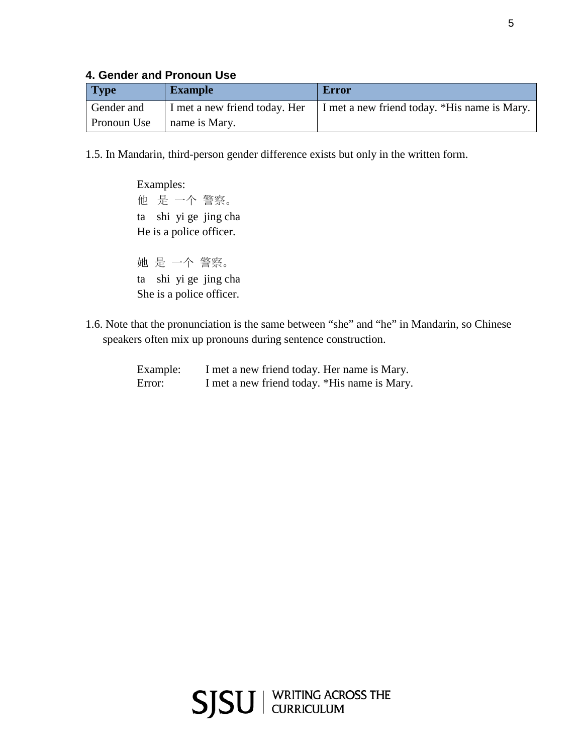### 4. Gender and Pronoun Use

| Type | Example | Error |
|---|---|---|
| Gender and Pronoun Use | I met a new friend today. Her name is Mary. | I met a new friend today. *His name is Mary. |

1.5. In Mandarin, third-person gender difference exists but only in the written form.

Examples:
他 是 一个 警察。
ta shi yi ge jing cha
He is a police officer.

她 是 一个 警察。
ta shi yi ge jing cha
She is a police officer.

1.6. Note that the pronunciation is the same between "she" and "he" in Mandarin, so Chinese speakers often mix up pronouns during sentence construction.

Example: I met a new friend today. Her name is Mary.
Error: I met a new friend today. *His name is Mary.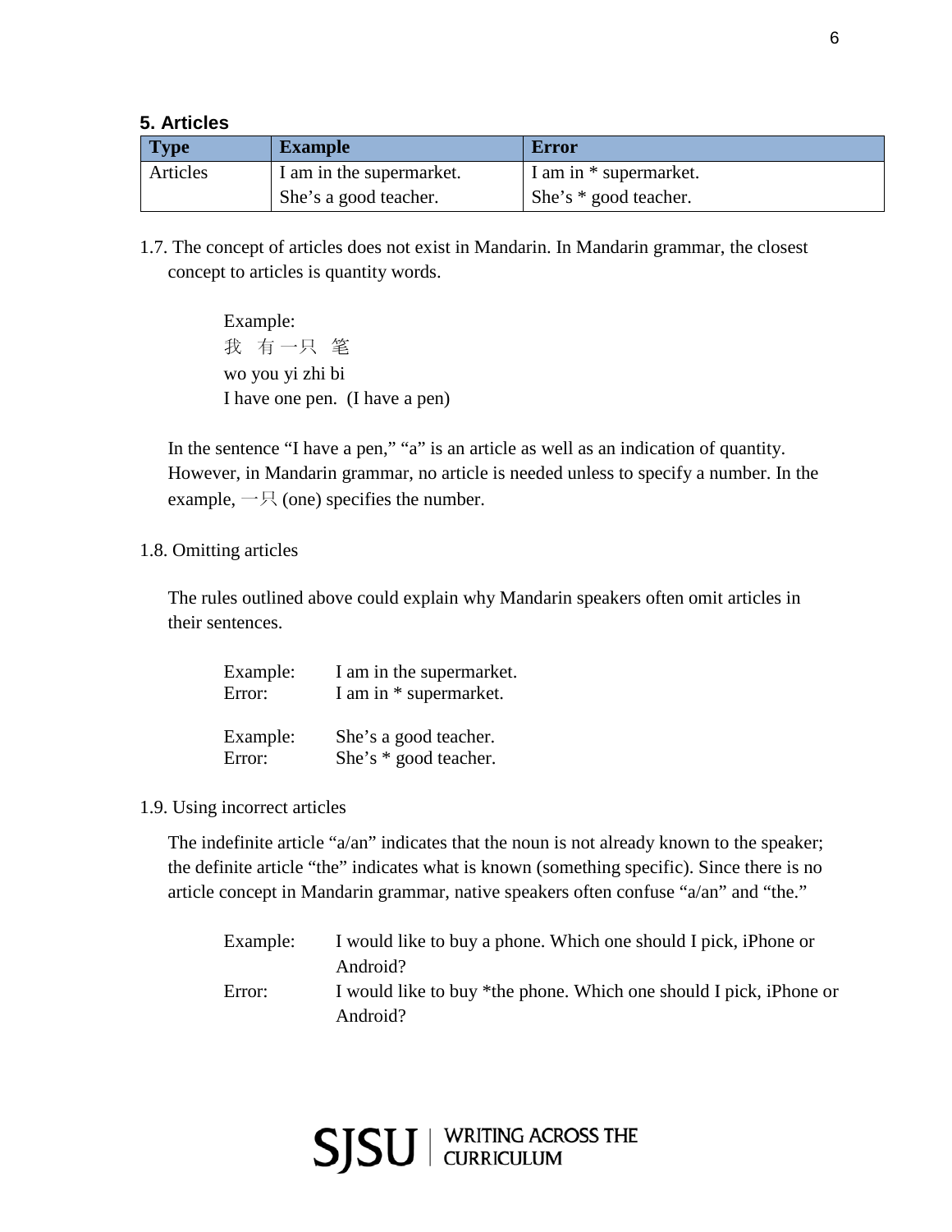### 5. Articles

| Type | Example | Error |
| --- | --- | --- |
| Articles | I am in the supermarket.<br>She's a good teacher. | I am in * supermarket.<br>She's * good teacher. |

1.7. The concept of articles does not exist in Mandarin. In Mandarin grammar, the closest concept to articles is quantity words.

> Example:
> 我 有一只 笔
> wo you yi zhi bi
> I have one pen. (I have a pen)

In the sentence "I have a pen," "a" is an article as well as an indication of quantity. However, in Mandarin grammar, no article is needed unless to specify a number. In the example, 一只 (one) specifies the number.

1.8. Omitting articles

The rules outlined above could explain why Mandarin speakers often omit articles in their sentences.

> Example: I am in the supermarket.
> Error: I am in * supermarket.
>
> Example: She's a good teacher.
> Error: She's * good teacher.

1.9. Using incorrect articles

The indefinite article "a/an" indicates that the noun is not already known to the speaker; the definite article "the" indicates what is known (something specific). Since there is no article concept in Mandarin grammar, native speakers often confuse "a/an" and "the."

> Example: I would like to buy a phone. Which one should I pick, iPhone or Android?
> Error: I would like to buy *the phone. Which one should I pick, iPhone or Android?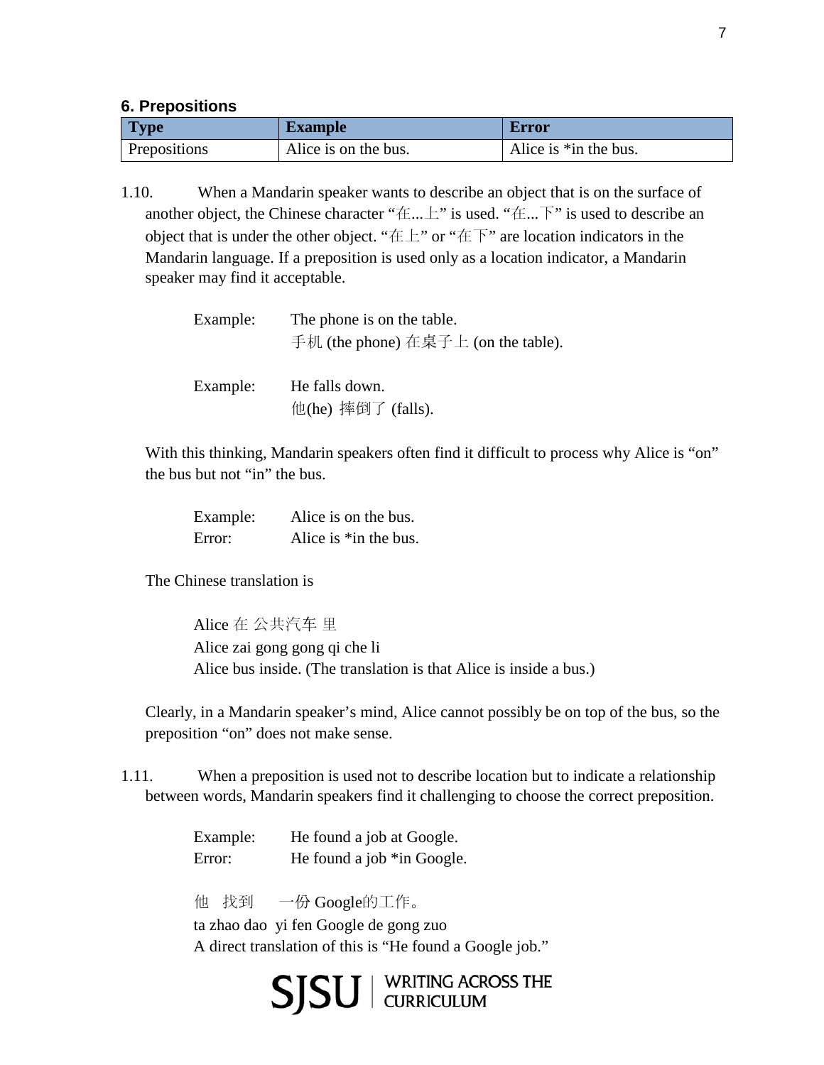### 6. Prepositions

| Type | Example | Error |
|---|---|---|
| Prepositions | Alice is on the bus. | Alice is *in the bus. |

1.10. When a Mandarin speaker wants to describe an object that is on the surface of another object, the Chinese character "在...上" is used. "在...下" is used to describe an object that is under the other object. "在上" or "在下" are location indicators in the Mandarin language. If a preposition is used only as a location indicator, a Mandarin speaker may find it acceptable.

Example: The phone is on the table.
手机 (the phone) 在桌子上 (on the table).

Example: He falls down.
他(he) 摔倒了 (falls).

With this thinking, Mandarin speakers often find it difficult to process why Alice is "on" the bus but not "in" the bus.

Example: Alice is on the bus.
Error: Alice is *in the bus.

The Chinese translation is

Alice 在 公共汽车 里
Alice zai gong gong qi che li
Alice bus inside. (The translation is that Alice is inside a bus.)

Clearly, in a Mandarin speaker's mind, Alice cannot possibly be on top of the bus, so the preposition "on" does not make sense.

1.11. When a preposition is used not to describe location but to indicate a relationship between words, Mandarin speakers find it challenging to choose the correct preposition.

Example: He found a job at Google.
Error: He found a job *in Google.

他 找到 一份 Google的工作。
ta zhao dao yi fen Google de gong zuo
A direct translation of this is "He found a Google job."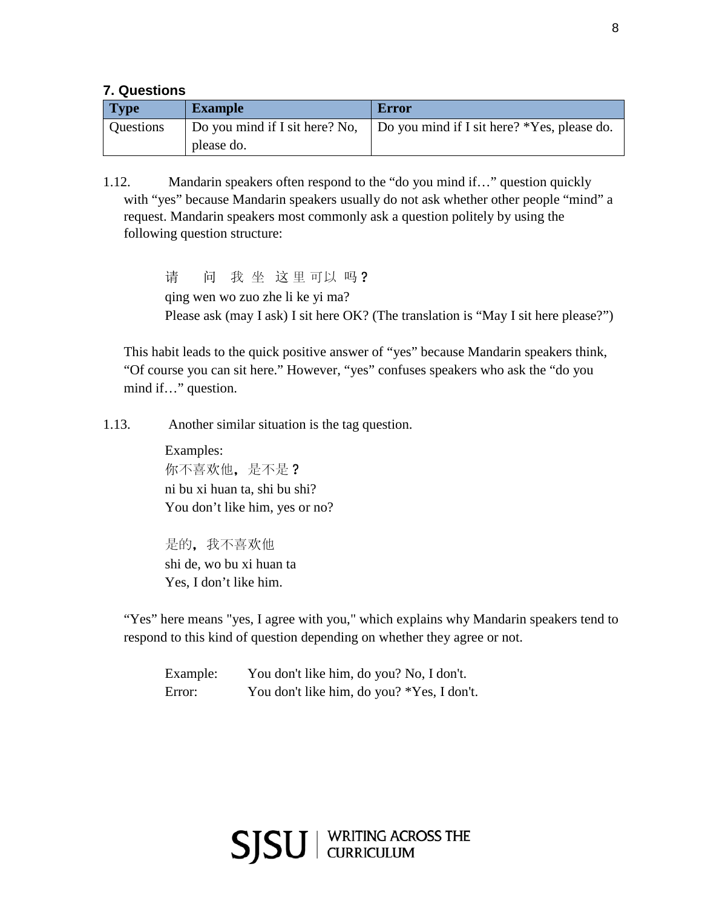### 7. Questions

| Type | Example | Error |
| --- | --- | --- |
| Questions | Do you mind if I sit here? No, please do. | Do you mind if I sit here? *Yes, please do. |

1.12. Mandarin speakers often respond to the "do you mind if…" question quickly with "yes" because Mandarin speakers usually do not ask whether other people "mind" a request. Mandarin speakers most commonly ask a question politely by using the following question structure:

> 请 问 我 坐 这 里 可以 吗？
> qing wen wo zuo zhe li ke yi ma?
> Please ask (may I ask) I sit here OK? (The translation is "May I sit here please?")

This habit leads to the quick positive answer of "yes" because Mandarin speakers think, "Of course you can sit here." However, "yes" confuses speakers who ask the "do you mind if…" question.

1.13. Another similar situation is the tag question.

> Examples:
> 你不喜欢他，是不是？
> ni bu xi huan ta, shi bu shi?
> You don't like him, yes or no?
>
> 是的，我不喜欢他
> shi de, wo bu xi huan ta
> Yes, I don't like him.

"Yes" here means "yes, I agree with you," which explains why Mandarin speakers tend to respond to this kind of question depending on whether they agree or not.

> Example: You don't like him, do you? No, I don't.
> Error: You don't like him, do you? *Yes, I don't.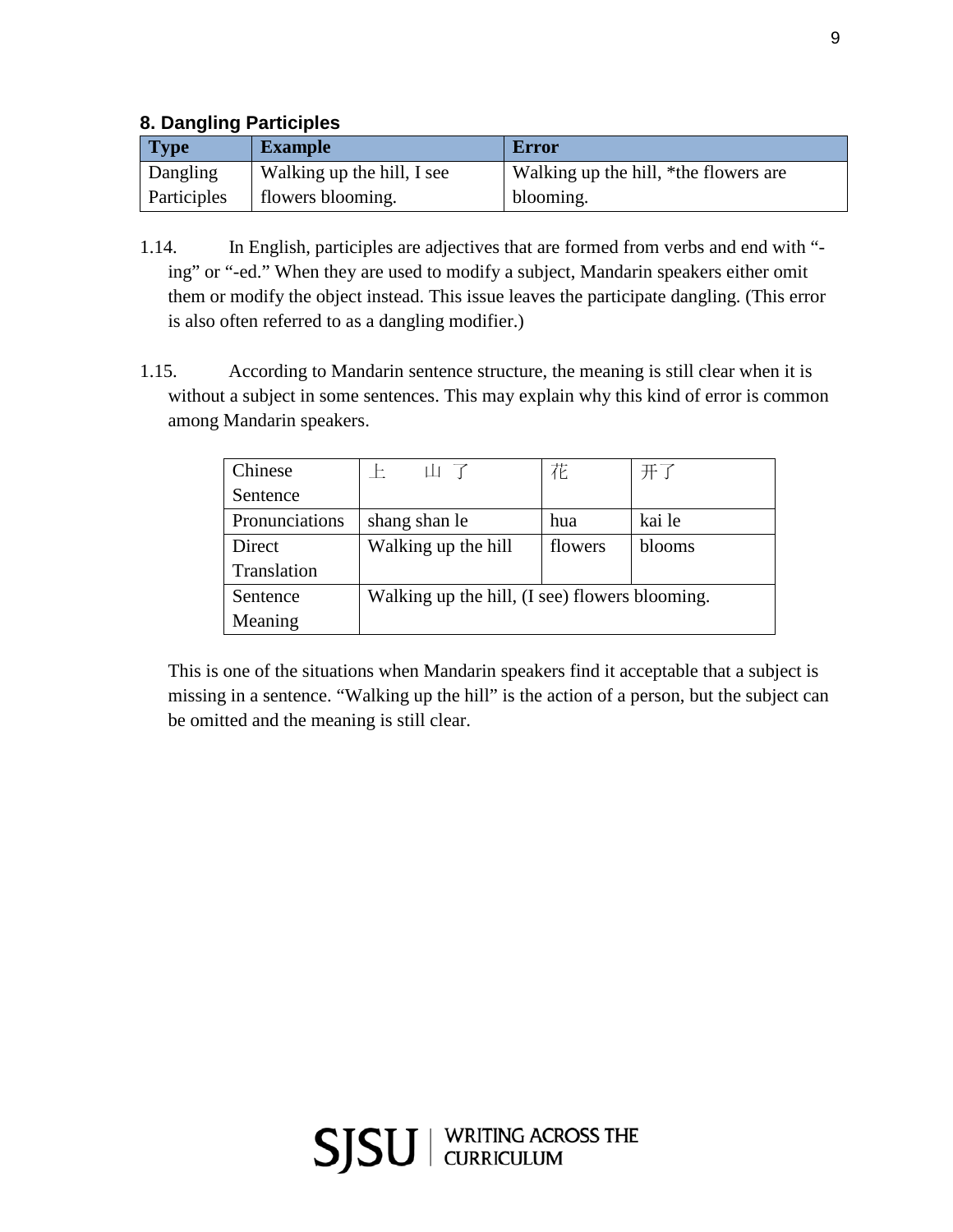### 8. Dangling Participles

| Type | Example | Error |
| --- | --- | --- |
| Dangling Participles | Walking up the hill, I see flowers blooming. | Walking up the hill, *the flowers are blooming. |

1.14. In English, participles are adjectives that are formed from verbs and end with "-ing" or "-ed." When they are used to modify a subject, Mandarin speakers either omit them or modify the object instead. This issue leaves the participate dangling. (This error is also often referred to as a dangling modifier.)

1.15. According to Mandarin sentence structure, the meaning is still clear when it is without a subject in some sentences. This may explain why this kind of error is common among Mandarin speakers.

| Chinese Sentence | 上 山 了 | 花 | 开了 |
| --- | --- | --- | --- |
| Pronunciations | shang shan le | hua | kai le |
| Direct Translation | Walking up the hill | flowers | blooms |
| Sentence Meaning | Walking up the hill, (I see) flowers blooming. | | |

This is one of the situations when Mandarin speakers find it acceptable that a subject is missing in a sentence. "Walking up the hill" is the action of a person, but the subject can be omitted and the meaning is still clear.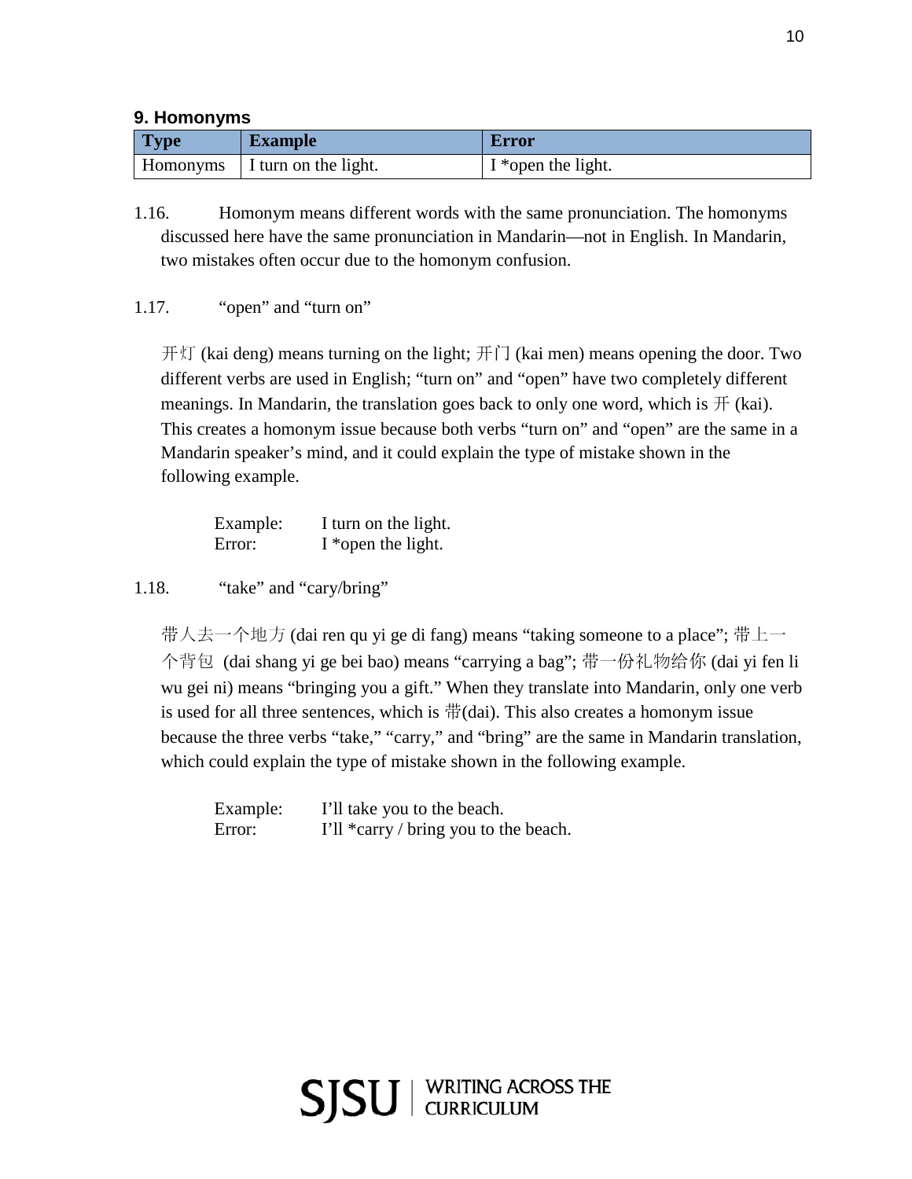### 9. Homonyms

| Type | Example | Error |
| --- | --- | --- |
| Homonyms | I turn on the light. | I *open the light. |

1.16. Homonym means different words with the same pronunciation. The homonyms discussed here have the same pronunciation in Mandarin—not in English. In Mandarin, two mistakes often occur due to the homonym confusion.

1.17. “open” and “turn on”

开灯 (kai deng) means turning on the light; 开门 (kai men) means opening the door. Two different verbs are used in English; “turn on” and “open” have two completely different meanings. In Mandarin, the translation goes back to only one word, which is 开 (kai). This creates a homonym issue because both verbs “turn on” and “open” are the same in a Mandarin speaker’s mind, and it could explain the type of mistake shown in the following example.

Example: I turn on the light.
Error: I *open the light.

1.18. “take” and “cary/bring”

带人去一个地方 (dai ren qu yi ge di fang) means “taking someone to a place”; 带上一个背包 (dai shang yi ge bei bao) means “carrying a bag”; 带一份礼物给你 (dai yi fen li wu gei ni) means “bringing you a gift.” When they translate into Mandarin, only one verb is used for all three sentences, which is 带(dai). This also creates a homonym issue because the three verbs “take,” “carry,” and “bring” are the same in Mandarin translation, which could explain the type of mistake shown in the following example.

Example: I’ll take you to the beach.
Error: I’ll *carry / bring you to the beach.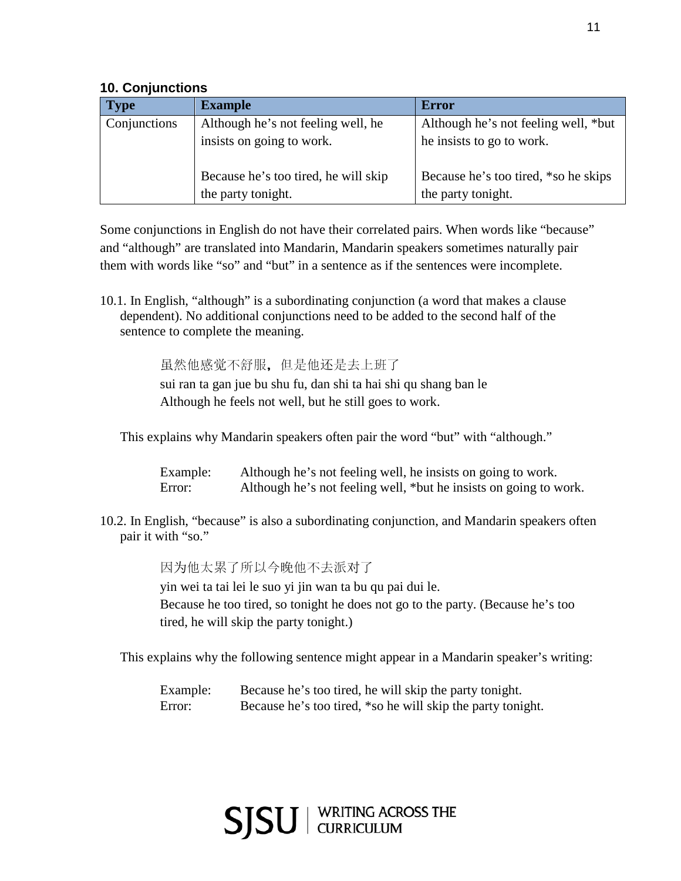### 10. Conjunctions

| Type | Example | Error |
|---|---|---|
| Conjunctions | Although he's not feeling well, he insists on going to work.<br><br>Because he's too tired, he will skip the party tonight. | Although he's not feeling well, *but he insists to go to work.<br><br>Because he's too tired, *so he skips the party tonight. |

Some conjunctions in English do not have their correlated pairs. When words like "because" and "although" are translated into Mandarin, Mandarin speakers sometimes naturally pair them with words like "so" and "but" in a sentence as if the sentences were incomplete.

10.1. In English, "although" is a subordinating conjunction (a word that makes a clause dependent). No additional conjunctions need to be added to the second half of the sentence to complete the meaning.

> 虽然他感觉不舒服，但是他还是去上班了
> sui ran ta gan jue bu shu fu, dan shi ta hai shi qu shang ban le
> Although he feels not well, but he still goes to work.

This explains why Mandarin speakers often pair the word "but" with "although."

> Example: Although he's not feeling well, he insists on going to work.
> Error: Although he's not feeling well, *but he insists on going to work.

10.2. In English, "because" is also a subordinating conjunction, and Mandarin speakers often pair it with "so."

> 因为他太累了所以今晚他不去派对了
> yin wei ta tai lei le suo yi jin wan ta bu qu pai dui le.
> Because he too tired, so tonight he does not go to the party. (Because he's too tired, he will skip the party tonight.)

This explains why the following sentence might appear in a Mandarin speaker's writing:

> Example: Because he's too tired, he will skip the party tonight.
> Error: Because he's too tired, *so he will skip the party tonight.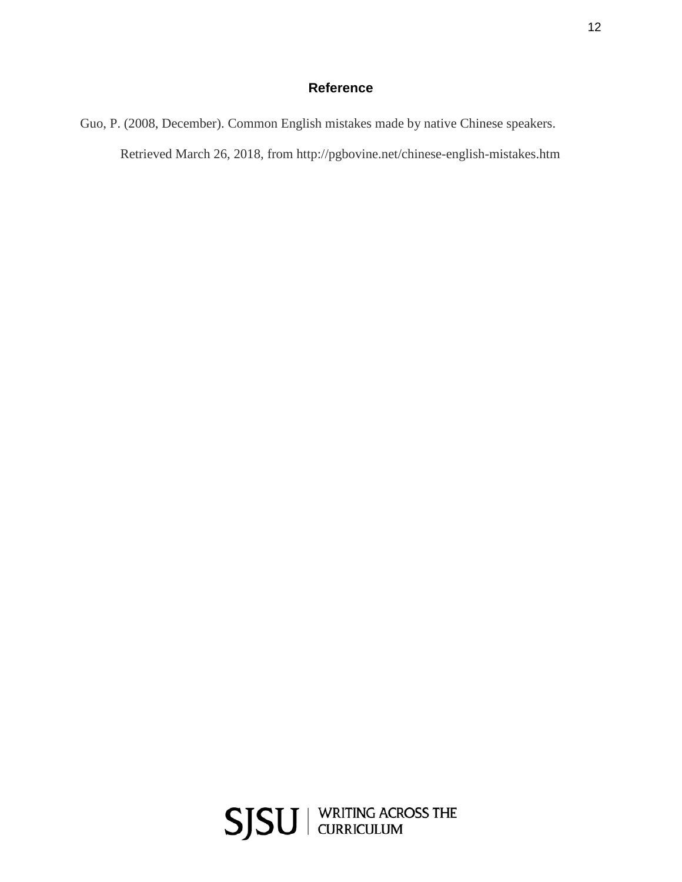## Reference

Guo, P. (2008, December). Common English mistakes made by native Chinese speakers. Retrieved March 26, 2018, from http://pgbovine.net/chinese-english-mistakes.htm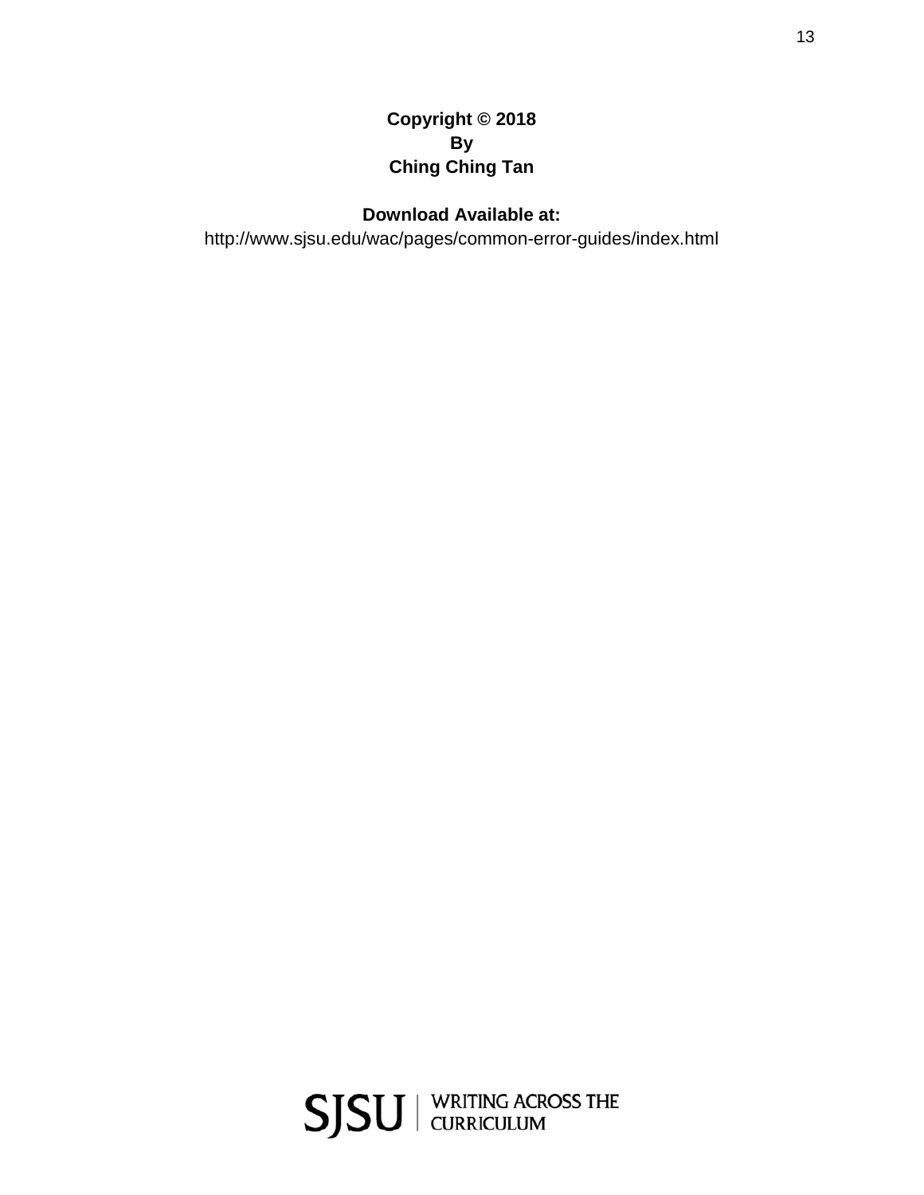**Copyright © 2018**
**By**
**Ching Ching Tan**

**Download Available at:**
http://www.sjsu.edu/wac/pages/common-error-guides/index.html

SJSU | WRITING ACROSS THE CURRICULUM